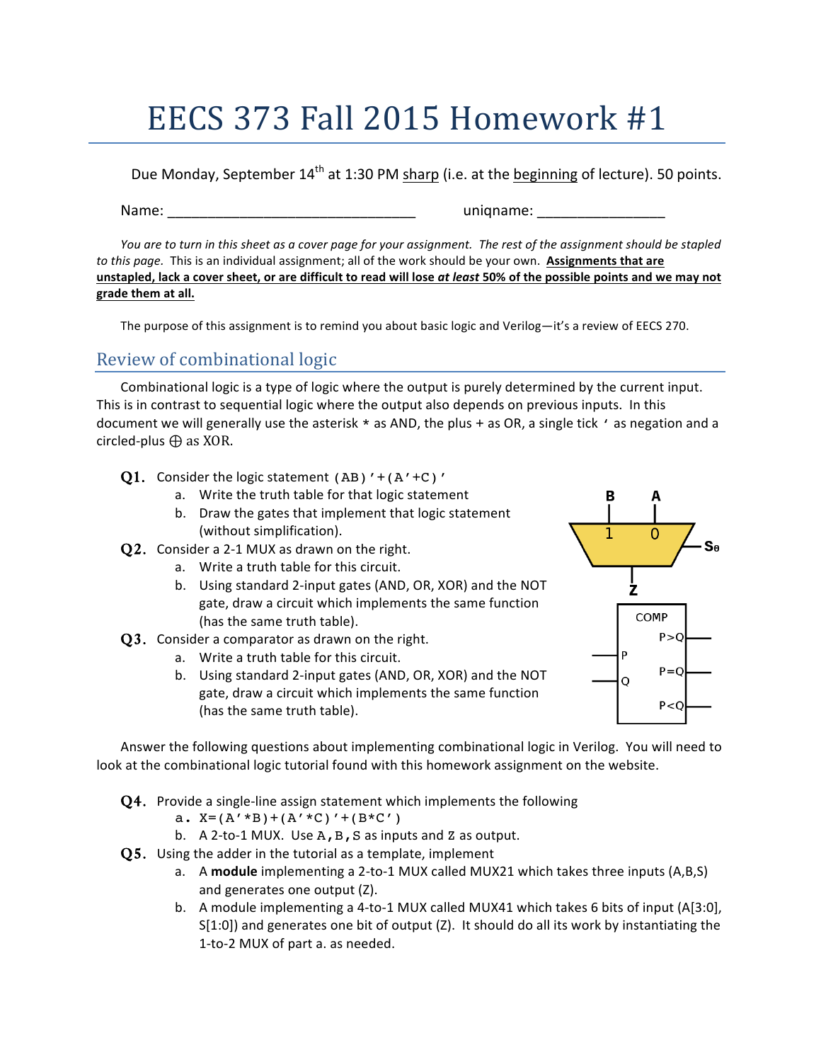# EECS 373 Fall 2015 Homework #1

Due Monday, September 14th at 1:30 PM sharp (i.e. at the beginning of lecture). 50 points.

Name: ______________________________ uniqname: _______________

*You are to turn in this sheet as a cover page for your assignment. The rest of the assignment should be stapled to this page.* This is an individual assignment; all of the work should be your own. **Assignments that are unstapled, lack a cover sheet, or are difficult to read will lose *at least* 50% of the possible points and we may not grade them at all.**

The purpose of this assignment is to remind you about basic logic and Verilog—it's a review of EECS 270.

## Review of combinational logic

Combinational logic is a type of logic where the output is purely determined by the current input. This is in contrast to sequential logic where the output also depends on previous inputs. In this document we will generally use the asterisk * as AND, the plus + as OR, a single tick ' as negation and a circled-plus ⊕ as XOR.

**Q1.** Consider the logic statement (AB)'+(A'+C)'

a. Write the truth table for that logic statement

b. Draw the gates that implement that logic statement (without simplification).

**Q2.** Consider a 2-1 MUX as drawn on the right.

a. Write a truth table for this circuit.

b. Using standard 2-input gates (AND, OR, XOR) and the NOT gate, draw a circuit which implements the same function (has the same truth table).

**Q3.** Consider a comparator as drawn on the right.

a. Write a truth table for this circuit.

b. Using standard 2-input gates (AND, OR, XOR) and the NOT gate, draw a circuit which implements the same function (has the same truth table).

Answer the following questions about implementing combinational logic in Verilog. You will need to look at the combinational logic tutorial found with this homework assignment on the website.

**Q4.** Provide a single-line assign statement which implements the following

a. X=(A'*B)+(A'*C)'+(B*C')

b. A 2-to-1 MUX. Use A,B,S as inputs and Z as output.

**Q5.** Using the adder in the tutorial as a template, implement

a. A **module** implementing a 2-to-1 MUX called MUX21 which takes three inputs (A,B,S) and generates one output (Z).

b. A module implementing a 4-to-1 MUX called MUX41 which takes 6 bits of input (A[3:0], S[1:0]) and generates one bit of output (Z). It should do all its work by instantiating the 1-to-2 MUX of part a. as needed.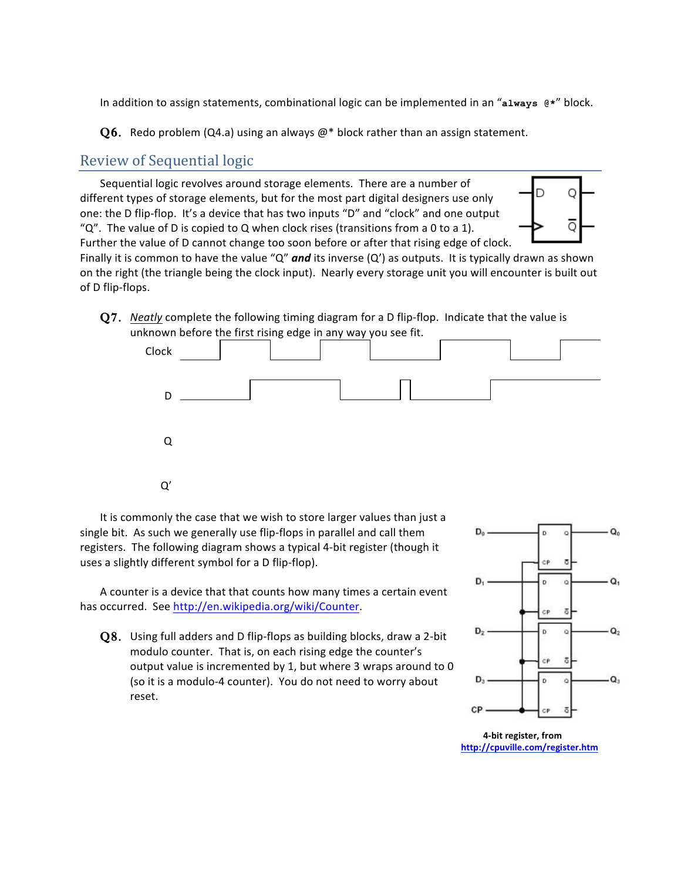In addition to assign statements, combinational logic can be implemented in an "`always @*`" block.

**Q6.** Redo problem (Q4.a) using an always @* block rather than an assign statement.

## Review of Sequential logic

Sequential logic revolves around storage elements. There are a number of different types of storage elements, but for the most part digital designers use only one: the D flip-flop. It's a device that has two inputs "D" and "clock" and one output "Q". The value of D is copied to Q when clock rises (transitions from a 0 to a 1). Further the value of D cannot change too soon before or after that rising edge of clock. Finally it is common to have the value "Q" ***and*** its inverse (Q') as outputs. It is typically drawn as shown on the right (the triangle being the clock input). Nearly every storage unit you will encounter is built out of D flip-flops.

**Q7.** *Neatly* complete the following timing diagram for a D flip-flop. Indicate that the value is unknown before the first rising edge in any way you see fit.

Clock

D

Q

Q'

It is commonly the case that we wish to store larger values than just a single bit. As such we generally use flip-flops in parallel and call them registers. The following diagram shows a typical 4-bit register (though it uses a slightly different symbol for a D flip-flop).

A counter is a device that that counts how many times a certain event has occurred. See http://en.wikipedia.org/wiki/Counter.

**Q8.** Using full adders and D flip-flops as building blocks, draw a 2-bit modulo counter. That is, on each rising edge the counter's output value is incremented by 1, but where 3 wraps around to 0 (so it is a modulo-4 counter). You do not need to worry about reset.

**4-bit register, from http://cpuville.com/register.htm**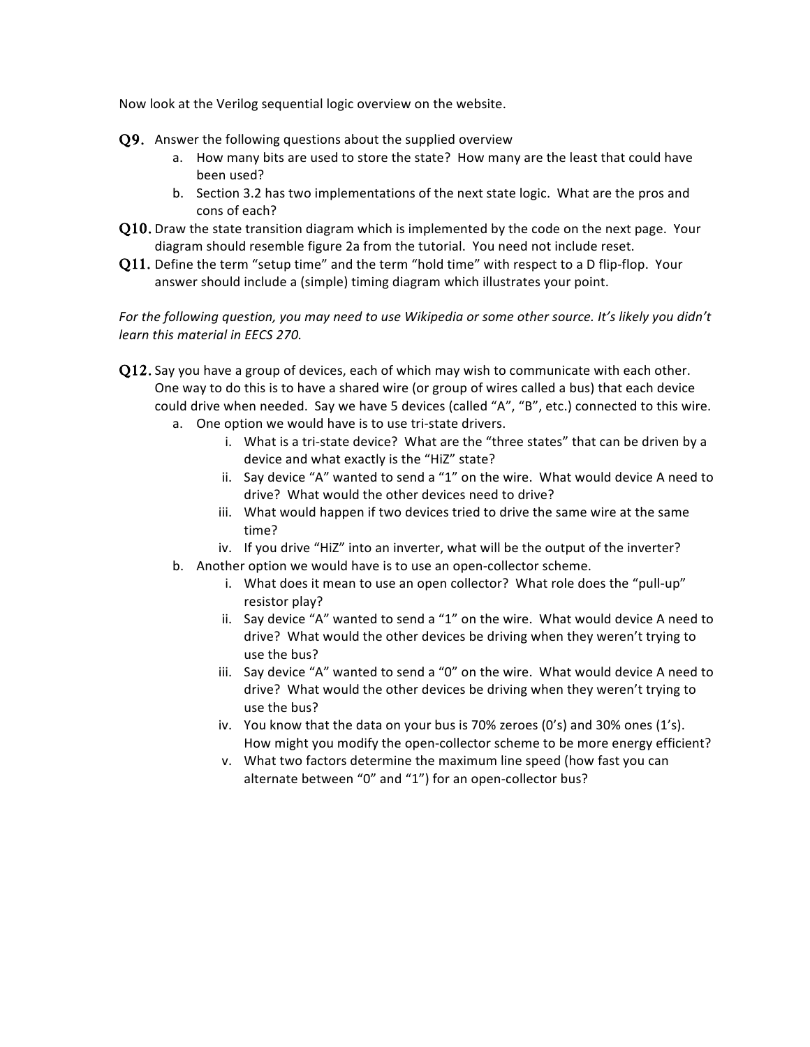Now look at the Verilog sequential logic overview on the website.

**Q9.** Answer the following questions about the supplied overview

a. How many bits are used to store the state? How many are the least that could have been used?

b. Section 3.2 has two implementations of the next state logic. What are the pros and cons of each?

**Q10.** Draw the state transition diagram which is implemented by the code on the next page. Your diagram should resemble figure 2a from the tutorial. You need not include reset.

**Q11.** Define the term "setup time" and the term "hold time" with respect to a D flip-flop. Your answer should include a (simple) timing diagram which illustrates your point.

*For the following question, you may need to use Wikipedia or some other source. It's likely you didn't learn this material in EECS 270.*

**Q12.** Say you have a group of devices, each of which may wish to communicate with each other. One way to do this is to have a shared wire (or group of wires called a bus) that each device could drive when needed. Say we have 5 devices (called "A", "B", etc.) connected to this wire.

a. One option we would have is to use tri-state drivers.

i. What is a tri-state device? What are the "three states" that can be driven by a device and what exactly is the "HiZ" state?

ii. Say device "A" wanted to send a "1" on the wire. What would device A need to drive? What would the other devices need to drive?

iii. What would happen if two devices tried to drive the same wire at the same time?

iv. If you drive "HiZ" into an inverter, what will be the output of the inverter?

b. Another option we would have is to use an open-collector scheme.

i. What does it mean to use an open collector? What role does the "pull-up" resistor play?

ii. Say device "A" wanted to send a "1" on the wire. What would device A need to drive? What would the other devices be driving when they weren't trying to use the bus?

iii. Say device "A" wanted to send a "0" on the wire. What would device A need to drive? What would the other devices be driving when they weren't trying to use the bus?

iv. You know that the data on your bus is 70% zeroes (0's) and 30% ones (1's). How might you modify the open-collector scheme to be more energy efficient?

v. What two factors determine the maximum line speed (how fast you can alternate between "0" and "1") for an open-collector bus?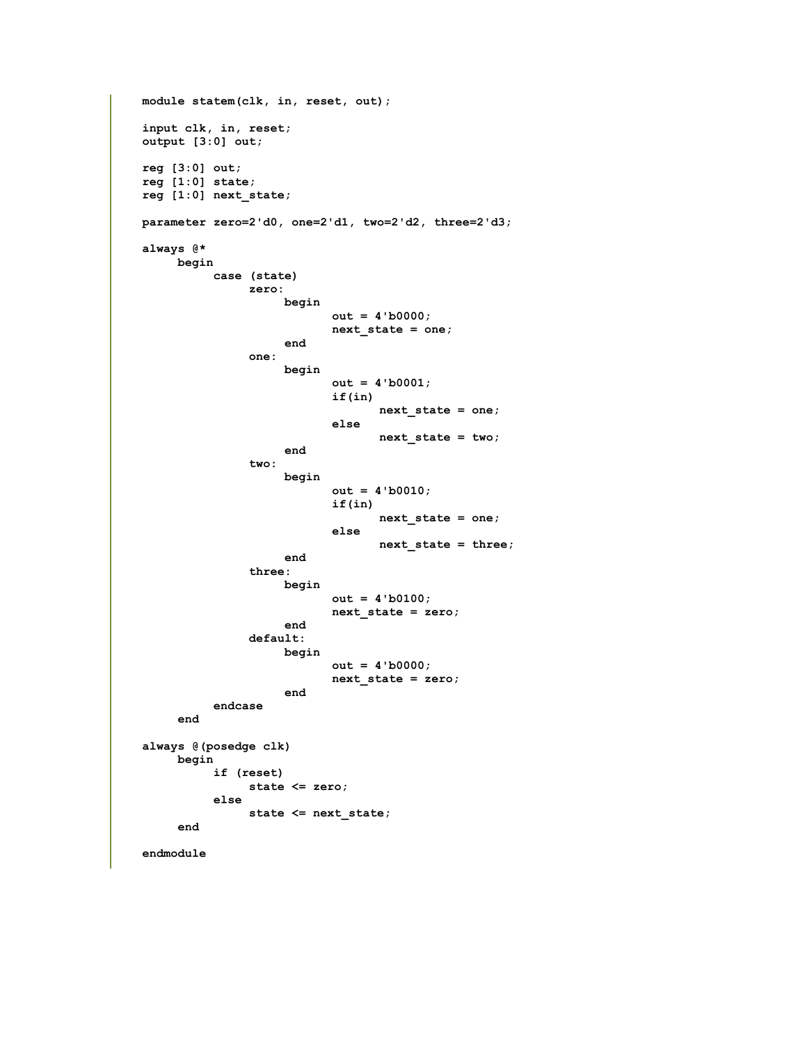```
module statem(clk, in, reset, out);

input clk, in, reset;
output [3:0] out;

reg [3:0] out;
reg [1:0] state;
reg [1:0] next_state;

parameter zero=2'd0, one=2'd1, two=2'd2, three=2'd3;

always @*
     begin
          case (state)
               zero:
                    begin
                          out = 4'b0000;
                          next_state = one;
                    end
               one:
                    begin
                          out = 4'b0001;
                          if(in)
                                next_state = one;
                          else
                                next_state = two;
                    end
               two:
                    begin
                          out = 4'b0010;
                          if(in)
                                next_state = one;
                          else
                                next_state = three;
                    end
               three:
                    begin
                          out = 4'b0100;
                          next_state = zero;
                    end
               default:
                    begin
                          out = 4'b0000;
                          next_state = zero;
                    end
          endcase
     end

always @(posedge clk)
     begin
          if (reset)
               state <= zero;
          else
               state <= next_state;
     end

endmodule
```